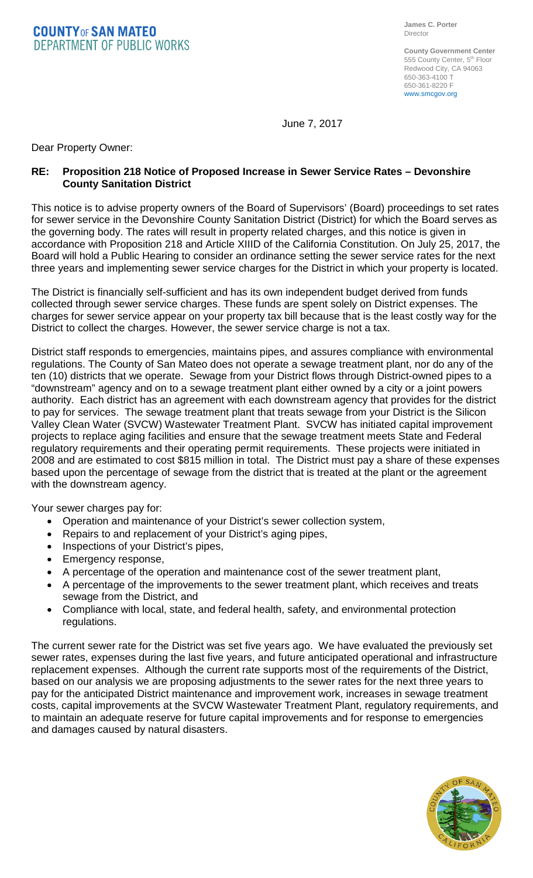**COUNTY OF SAN MATEO**
**DEPARTMENT OF PUBLIC WORKS**

**James C. Porter**
Director

**County Government Center**
555 County Center, 5th Floor
Redwood City, CA 94063
650-363-4100 T
650-361-8220 F
www.smcgov.org

June 7, 2017

Dear Property Owner:

**RE: Proposition 218 Notice of Proposed Increase in Sewer Service Rates – Devonshire County Sanitation District**

This notice is to advise property owners of the Board of Supervisors' (Board) proceedings to set rates for sewer service in the Devonshire County Sanitation District (District) for which the Board serves as the governing body. The rates will result in property related charges, and this notice is given in accordance with Proposition 218 and Article XIIID of the California Constitution. On July 25, 2017, the Board will hold a Public Hearing to consider an ordinance setting the sewer service rates for the next three years and implementing sewer service charges for the District in which your property is located.

The District is financially self-sufficient and has its own independent budget derived from funds collected through sewer service charges. These funds are spent solely on District expenses. The charges for sewer service appear on your property tax bill because that is the least costly way for the District to collect the charges. However, the sewer service charge is not a tax.

District staff responds to emergencies, maintains pipes, and assures compliance with environmental regulations. The County of San Mateo does not operate a sewage treatment plant, nor do any of the ten (10) districts that we operate. Sewage from your District flows through District-owned pipes to a "downstream" agency and on to a sewage treatment plant either owned by a city or a joint powers authority. Each district has an agreement with each downstream agency that provides for the district to pay for services. The sewage treatment plant that treats sewage from your District is the Silicon Valley Clean Water (SVCW) Wastewater Treatment Plant. SVCW has initiated capital improvement projects to replace aging facilities and ensure that the sewage treatment meets State and Federal regulatory requirements and their operating permit requirements. These projects were initiated in 2008 and are estimated to cost $815 million in total. The District must pay a share of these expenses based upon the percentage of sewage from the district that is treated at the plant or the agreement with the downstream agency.

Your sewer charges pay for:

- Operation and maintenance of your District's sewer collection system,
- Repairs to and replacement of your District's aging pipes,
- Inspections of your District's pipes,
- Emergency response,
- A percentage of the operation and maintenance cost of the sewer treatment plant,
- A percentage of the improvements to the sewer treatment plant, which receives and treats sewage from the District, and
- Compliance with local, state, and federal health, safety, and environmental protection regulations.

The current sewer rate for the District was set five years ago. We have evaluated the previously set sewer rates, expenses during the last five years, and future anticipated operational and infrastructure replacement expenses. Although the current rate supports most of the requirements of the District, based on our analysis we are proposing adjustments to the sewer rates for the next three years to pay for the anticipated District maintenance and improvement work, increases in sewage treatment costs, capital improvements at the SVCW Wastewater Treatment Plant, regulatory requirements, and to maintain an adequate reserve for future capital improvements and for response to emergencies and damages caused by natural disasters.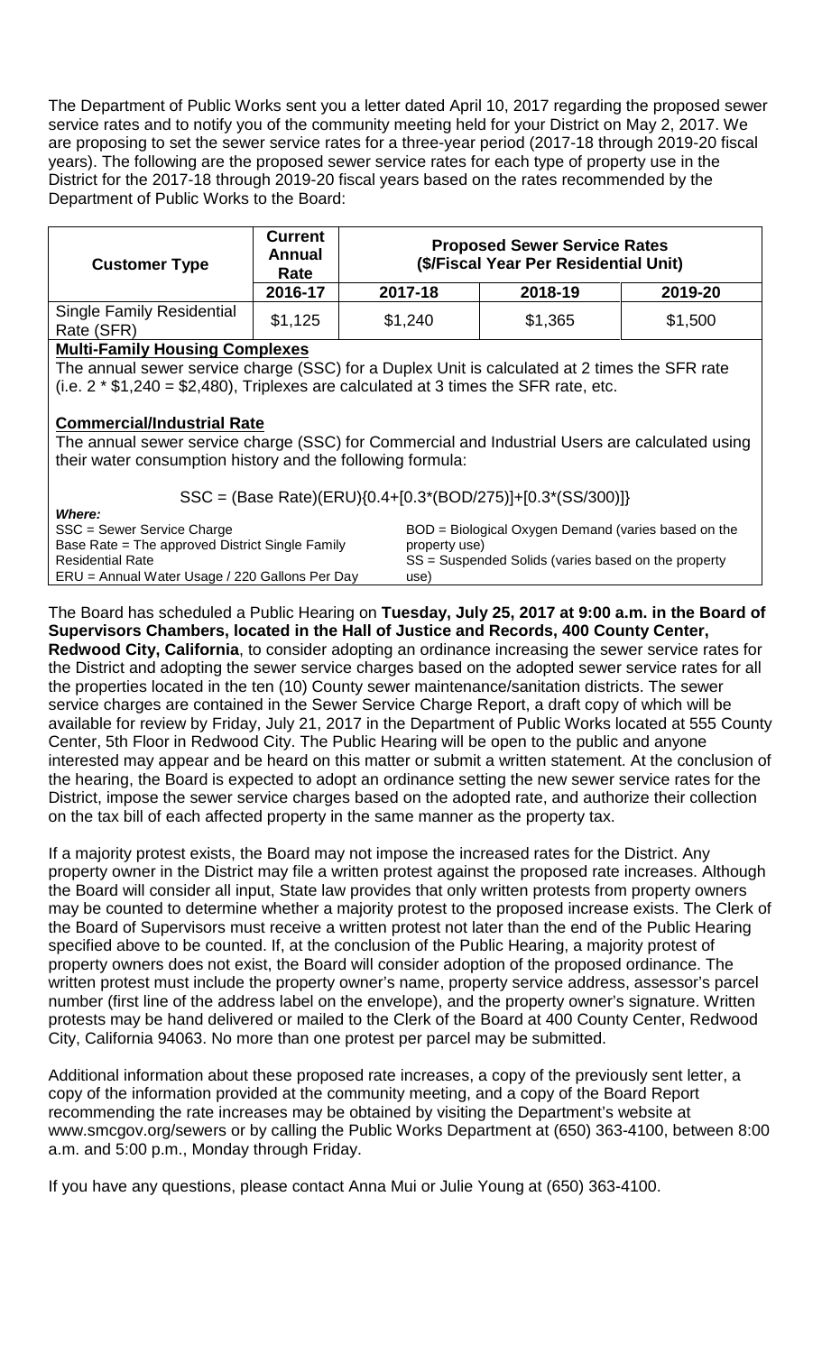The Department of Public Works sent you a letter dated April 10, 2017 regarding the proposed sewer service rates and to notify you of the community meeting held for your District on May 2, 2017. We are proposing to set the sewer service rates for a three-year period (2017-18 through 2019-20 fiscal years). The following are the proposed sewer service rates for each type of property use in the District for the 2017-18 through 2019-20 fiscal years based on the rates recommended by the Department of Public Works to the Board:

| Customer Type | Current Annual Rate | Proposed Sewer Service Rates ($/Fiscal Year Per Residential Unit) | | |
|---|---|---|---|---|
| | 2016-17 | 2017-18 | 2018-19 | 2019-20 |
| Single Family Residential Rate (SFR) | $1,125 | $1,240 | $1,365 | $1,500 |

**Multi-Family Housing Complexes**

The annual sewer service charge (SSC) for a Duplex Unit is calculated at 2 times the SFR rate (i.e. 2 * $1,240 = $2,480), Triplexes are calculated at 3 times the SFR rate, etc.

**Commercial/Industrial Rate**

The annual sewer service charge (SSC) for Commercial and Industrial Users are calculated using their water consumption history and the following formula:

$$SSC = (\text{Base Rate})(ERU)\{0.4+[0.3*(BOD/275)]+[0.3*(SS/300)]\}$$

***Where:***

SSC = Sewer Service Charge

Base Rate = The approved District Single Family Residential Rate

ERU = Annual Water Usage / 220 Gallons Per Day

BOD = Biological Oxygen Demand (varies based on the property use)

SS = Suspended Solids (varies based on the property use)

The Board has scheduled a Public Hearing on **Tuesday, July 25, 2017 at 9:00 a.m. in the Board of Supervisors Chambers, located in the Hall of Justice and Records, 400 County Center, Redwood City, California**, to consider adopting an ordinance increasing the sewer service rates for the District and adopting the sewer service charges based on the adopted sewer service rates for all the properties located in the ten (10) County sewer maintenance/sanitation districts. The sewer service charges are contained in the Sewer Service Charge Report, a draft copy of which will be available for review by Friday, July 21, 2017 in the Department of Public Works located at 555 County Center, 5th Floor in Redwood City. The Public Hearing will be open to the public and anyone interested may appear and be heard on this matter or submit a written statement. At the conclusion of the hearing, the Board is expected to adopt an ordinance setting the new sewer service rates for the District, impose the sewer service charges based on the adopted rate, and authorize their collection on the tax bill of each affected property in the same manner as the property tax.

If a majority protest exists, the Board may not impose the increased rates for the District. Any property owner in the District may file a written protest against the proposed rate increases. Although the Board will consider all input, State law provides that only written protests from property owners may be counted to determine whether a majority protest to the proposed increase exists. The Clerk of the Board of Supervisors must receive a written protest not later than the end of the Public Hearing specified above to be counted. If, at the conclusion of the Public Hearing, a majority protest of property owners does not exist, the Board will consider adoption of the proposed ordinance. The written protest must include the property owner's name, property service address, assessor's parcel number (first line of the address label on the envelope), and the property owner's signature. Written protests may be hand delivered or mailed to the Clerk of the Board at 400 County Center, Redwood City, California 94063. No more than one protest per parcel may be submitted.

Additional information about these proposed rate increases, a copy of the previously sent letter, a copy of the information provided at the community meeting, and a copy of the Board Report recommending the rate increases may be obtained by visiting the Department's website at www.smcgov.org/sewers or by calling the Public Works Department at (650) 363-4100, between 8:00 a.m. and 5:00 p.m., Monday through Friday.

If you have any questions, please contact Anna Mui or Julie Young at (650) 363-4100.